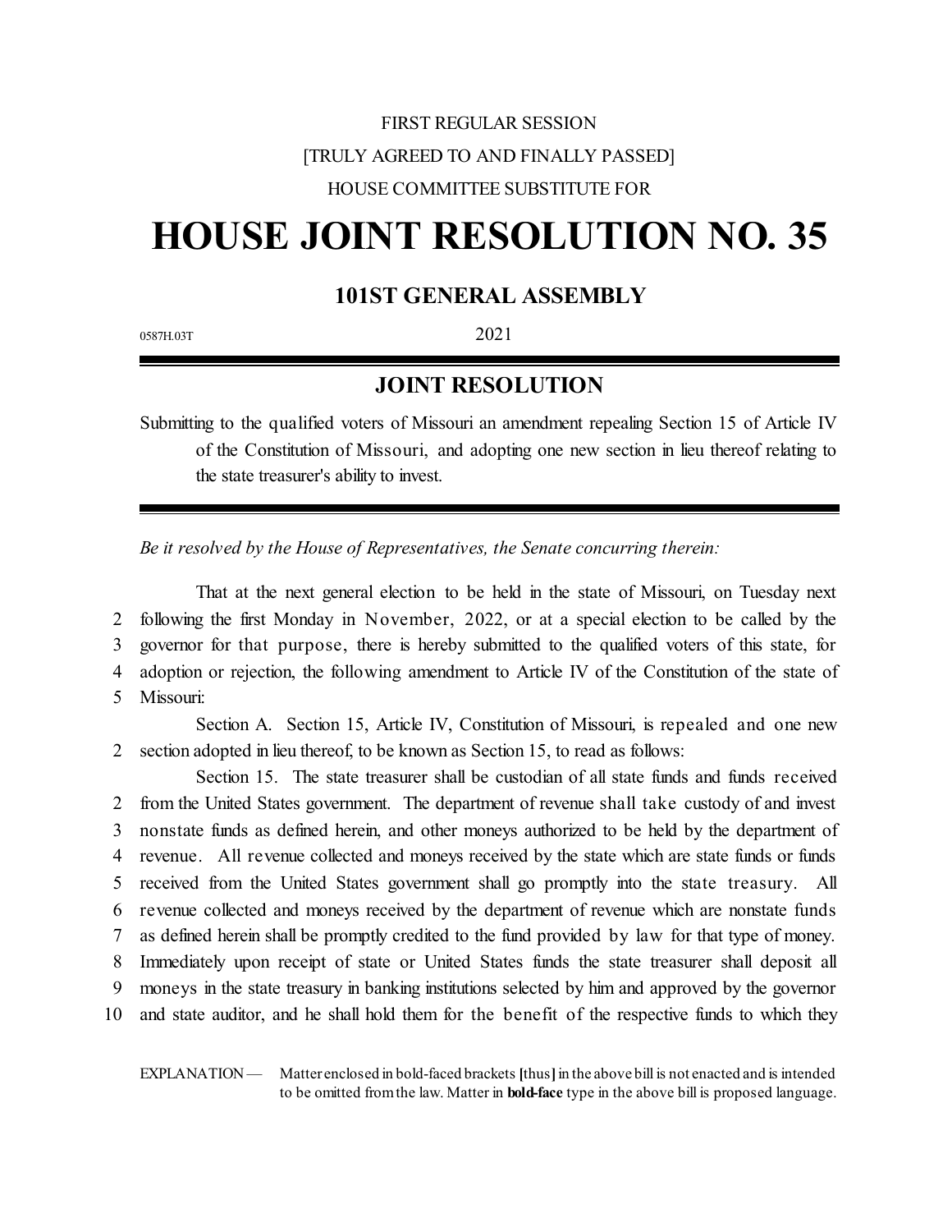FIRST REGULAR SESSION

[TRULY AGREED TO AND FINALLY PASSED]

HOUSE COMMITTEE SUBSTITUTE FOR

# HOUSE JOINT RESOLUTION NO. 35

## 101ST GENERAL ASSEMBLY

0587H.03T

2021

## JOINT RESOLUTION

Submitting to the qualified voters of Missouri an amendment repealing Section 15 of Article IV of the Constitution of Missouri, and adopting one new section in lieu thereof relating to the state treasurer's ability to invest.

*Be it resolved by the House of Representatives, the Senate concurring therein:*

That at the next general election to be held in the state of Missouri, on Tuesday next following the first Monday in November, 2022, or at a special election to be called by the governor for that purpose, there is hereby submitted to the qualified voters of this state, for adoption or rejection, the following amendment to Article IV of the Constitution of the state of Missouri:

Section A. Section 15, Article IV, Constitution of Missouri, is repealed and one new section adopted in lieu thereof, to be known as Section 15, to read as follows:

Section 15. The state treasurer shall be custodian of all state funds and funds received from the United States government. The department of revenue shall take custody of and invest nonstate funds as defined herein, and other moneys authorized to be held by the department of revenue. All revenue collected and moneys received by the state which are state funds or funds received from the United States government shall go promptly into the state treasury. All revenue collected and moneys received by the department of revenue which are nonstate funds as defined herein shall be promptly credited to the fund provided by law for that type of money. Immediately upon receipt of state or United States funds the state treasurer shall deposit all moneys in the state treasury in banking institutions selected by him and approved by the governor and state auditor, and he shall hold them for the benefit of the respective funds to which they

EXPLANATION — Matter enclosed in bold-faced brackets **[**thus**]** in the above bill is not enacted and is intended to be omitted from the law. Matter in **bold-face** type in the above bill is proposed language.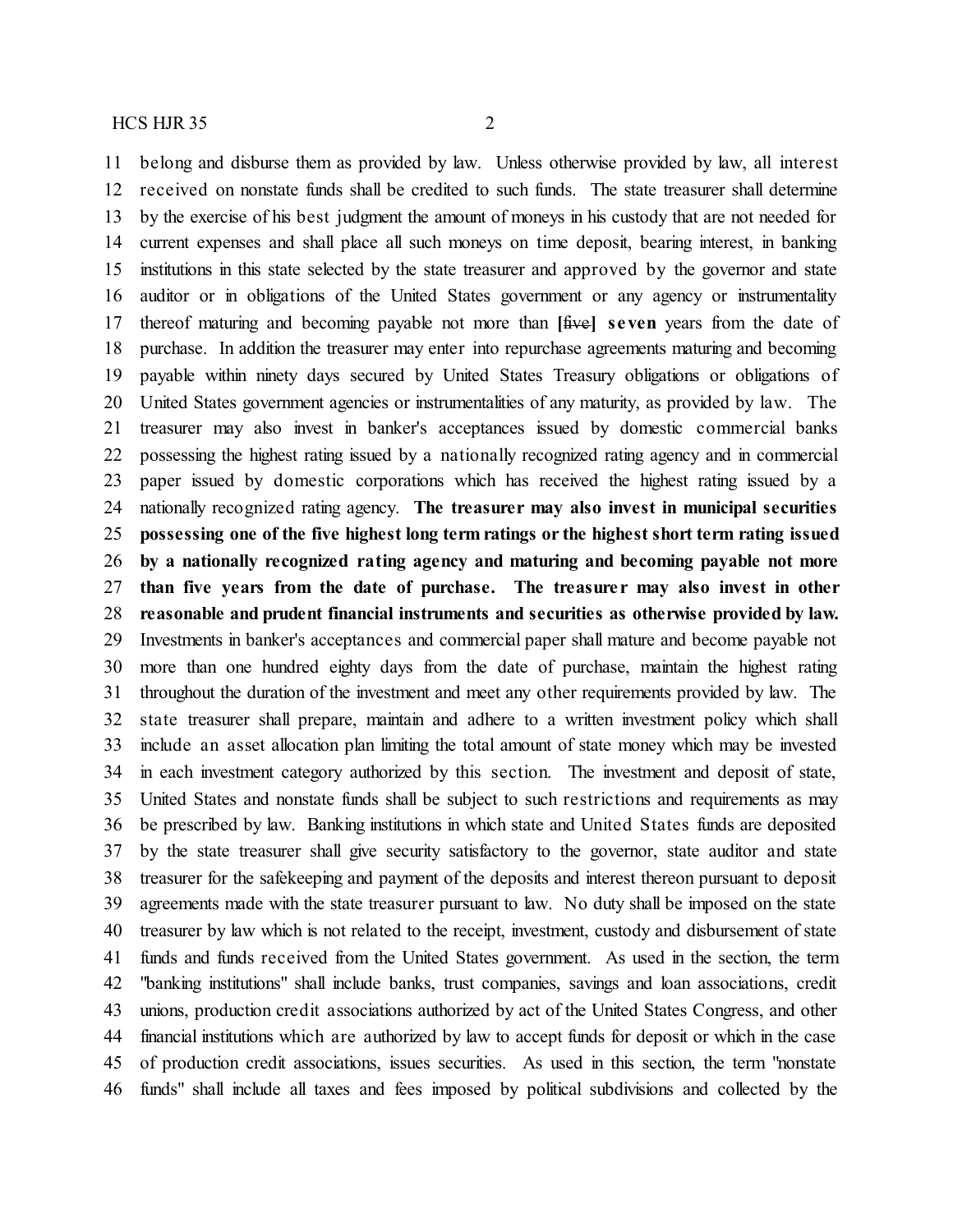belong and disburse them as provided by law. Unless otherwise provided by law, all interest received on nonstate funds shall be credited to such funds. The state treasurer shall determine by the exercise of his best judgment the amount of moneys in his custody that are not needed for current expenses and shall place all such moneys on time deposit, bearing interest, in banking institutions in this state selected by the state treasurer and approved by the governor and state auditor or in obligations of the United States government or any agency or instrumentality thereof maturing and becoming payable not more than **[**~~five~~**] seven** years from the date of purchase. In addition the treasurer may enter into repurchase agreements maturing and becoming payable within ninety days secured by United States Treasury obligations or obligations of United States government agencies or instrumentalities of any maturity, as provided by law. The treasurer may also invest in banker's acceptances issued by domestic commercial banks possessing the highest rating issued by a nationally recognized rating agency and in commercial paper issued by domestic corporations which has received the highest rating issued by a nationally recognized rating agency. **The treasurer may also invest in municipal securities possessing one of the five highest long term ratings or the highest short term rating issued by a nationally recognized rating agency and maturing and becoming payable not more than five years from the date of purchase. The treasurer may also invest in other reasonable and prudent financial instruments and securities as otherwise provided by law.** Investments in banker's acceptances and commercial paper shall mature and become payable not more than one hundred eighty days from the date of purchase, maintain the highest rating throughout the duration of the investment and meet any other requirements provided by law. The state treasurer shall prepare, maintain and adhere to a written investment policy which shall include an asset allocation plan limiting the total amount of state money which may be invested in each investment category authorized by this section. The investment and deposit of state, United States and nonstate funds shall be subject to such restrictions and requirements as may be prescribed by law. Banking institutions in which state and United States funds are deposited by the state treasurer shall give security satisfactory to the governor, state auditor and state treasurer for the safekeeping and payment of the deposits and interest thereon pursuant to deposit agreements made with the state treasurer pursuant to law. No duty shall be imposed on the state treasurer by law which is not related to the receipt, investment, custody and disbursement of state funds and funds received from the United States government. As used in the section, the term "banking institutions" shall include banks, trust companies, savings and loan associations, credit unions, production credit associations authorized by act of the United States Congress, and other financial institutions which are authorized by law to accept funds for deposit or which in the case of production credit associations, issues securities. As used in this section, the term "nonstate funds" shall include all taxes and fees imposed by political subdivisions and collected by the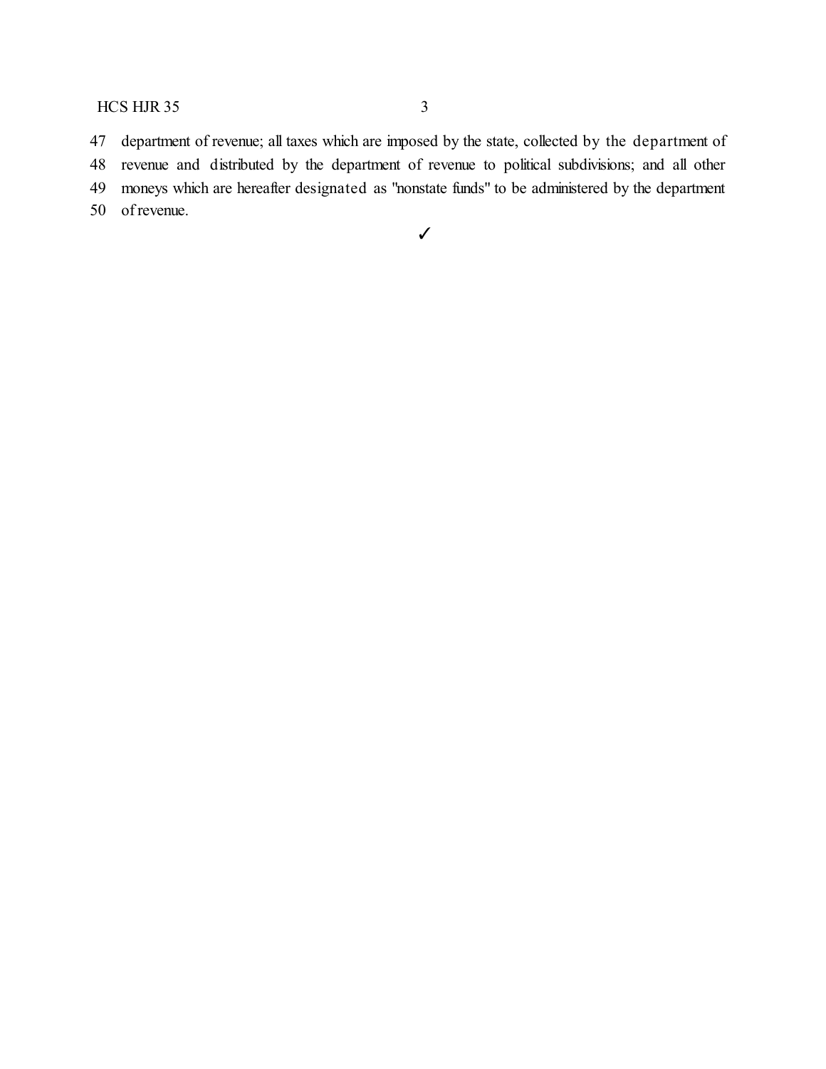47 department of revenue; all taxes which are imposed by the state, collected by the department of
48 revenue and distributed by the department of revenue to political subdivisions; and all other
49 moneys which are hereafter designated as "nonstate funds" to be administered by the department
50 of revenue.

✓